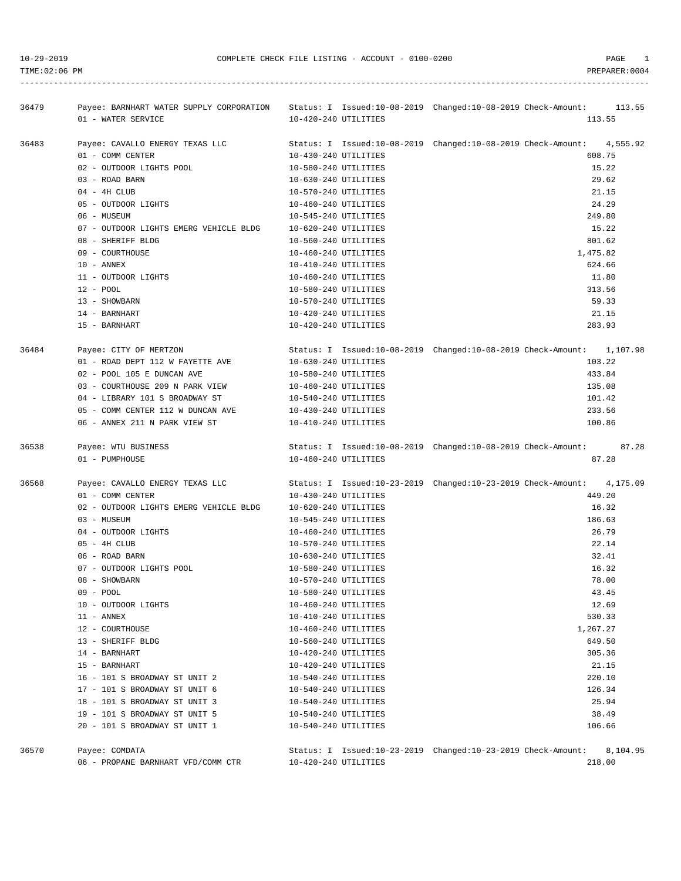# COMPLETE CHECK FILE LISTING - ACCOUNT - 0100-0200

10-29-2019
TIME:02:06 PM
PREPARER:0004

| Check | Payee / Description | Account | Status / Dates | Amount |
|---|---|---|---|---|
| 36479 | Payee: BARNHART WATER SUPPLY CORPORATION | | Status: I Issued:10-08-2019 Changed:10-08-2019 Check-Amount: 113.55 | |
| | 01 - WATER SERVICE | 10-420-240 UTILITIES | | 113.55 |
| 36483 | Payee: CAVALLO ENERGY TEXAS LLC | | Status: I Issued:10-08-2019 Changed:10-08-2019 Check-Amount: 4,555.92 | |
| | 01 - COMM CENTER | 10-430-240 UTILITIES | | 608.75 |
| | 02 - OUTDOOR LIGHTS POOL | 10-580-240 UTILITIES | | 15.22 |
| | 03 - ROAD BARN | 10-630-240 UTILITIES | | 29.62 |
| | 04 - 4H CLUB | 10-570-240 UTILITIES | | 21.15 |
| | 05 - OUTDOOR LIGHTS | 10-460-240 UTILITIES | | 24.29 |
| | 06 - MUSEUM | 10-545-240 UTILITIES | | 249.80 |
| | 07 - OUTDOOR LIGHTS EMERG VEHICLE BLDG | 10-620-240 UTILITIES | | 15.22 |
| | 08 - SHERIFF BLDG | 10-560-240 UTILITIES | | 801.62 |
| | 09 - COURTHOUSE | 10-460-240 UTILITIES | | 1,475.82 |
| | 10 - ANNEX | 10-410-240 UTILITIES | | 624.66 |
| | 11 - OUTDOOR LIGHTS | 10-460-240 UTILITIES | | 11.80 |
| | 12 - POOL | 10-580-240 UTILITIES | | 313.56 |
| | 13 - SHOWBARN | 10-570-240 UTILITIES | | 59.33 |
| | 14 - BARNHART | 10-420-240 UTILITIES | | 21.15 |
| | 15 - BARNHART | 10-420-240 UTILITIES | | 283.93 |
| 36484 | Payee: CITY OF MERTZON | | Status: I Issued:10-08-2019 Changed:10-08-2019 Check-Amount: 1,107.98 | |
| | 01 - ROAD DEPT 112 W FAYETTE AVE | 10-630-240 UTILITIES | | 103.22 |
| | 02 - POOL 105 E DUNCAN AVE | 10-580-240 UTILITIES | | 433.84 |
| | 03 - COURTHOUSE 209 N PARK VIEW | 10-460-240 UTILITIES | | 135.08 |
| | 04 - LIBRARY 101 S BROADWAY ST | 10-540-240 UTILITIES | | 101.42 |
| | 05 - COMM CENTER 112 W DUNCAN AVE | 10-430-240 UTILITIES | | 233.56 |
| | 06 - ANNEX 211 N PARK VIEW ST | 10-410-240 UTILITIES | | 100.86 |
| 36538 | Payee: WTU BUSINESS | | Status: I Issued:10-08-2019 Changed:10-08-2019 Check-Amount: 87.28 | |
| | 01 - PUMPHOUSE | 10-460-240 UTILITIES | | 87.28 |
| 36568 | Payee: CAVALLO ENERGY TEXAS LLC | | Status: I Issued:10-23-2019 Changed:10-23-2019 Check-Amount: 4,175.09 | |
| | 01 - COMM CENTER | 10-430-240 UTILITIES | | 449.20 |
| | 02 - OUTDOOR LIGHTS EMERG VEHICLE BLDG | 10-620-240 UTILITIES | | 16.32 |
| | 03 - MUSEUM | 10-545-240 UTILITIES | | 186.63 |
| | 04 - OUTDOOR LIGHTS | 10-460-240 UTILITIES | | 26.79 |
| | 05 - 4H CLUB | 10-570-240 UTILITIES | | 22.14 |
| | 06 - ROAD BARN | 10-630-240 UTILITIES | | 32.41 |
| | 07 - OUTDOOR LIGHTS POOL | 10-580-240 UTILITIES | | 16.32 |
| | 08 - SHOWBARN | 10-570-240 UTILITIES | | 78.00 |
| | 09 - POOL | 10-580-240 UTILITIES | | 43.45 |
| | 10 - OUTDOOR LIGHTS | 10-460-240 UTILITIES | | 12.69 |
| | 11 - ANNEX | 10-410-240 UTILITIES | | 530.33 |
| | 12 - COURTHOUSE | 10-460-240 UTILITIES | | 1,267.27 |
| | 13 - SHERIFF BLDG | 10-560-240 UTILITIES | | 649.50 |
| | 14 - BARNHART | 10-420-240 UTILITIES | | 305.36 |
| | 15 - BARNHART | 10-420-240 UTILITIES | | 21.15 |
| | 16 - 101 S BROADWAY ST UNIT 2 | 10-540-240 UTILITIES | | 220.10 |
| | 17 - 101 S BROADWAY ST UNIT 6 | 10-540-240 UTILITIES | | 126.34 |
| | 18 - 101 S BROADWAY ST UNIT 3 | 10-540-240 UTILITIES | | 25.94 |
| | 19 - 101 S BROADWAY ST UNIT 5 | 10-540-240 UTILITIES | | 38.49 |
| | 20 - 101 S BROADWAY ST UNIT 1 | 10-540-240 UTILITIES | | 106.66 |
| 36570 | Payee: COMDATA | | Status: I Issued:10-23-2019 Changed:10-23-2019 Check-Amount: 8,104.95 | |
| | 06 - PROPANE BARNHART VFD/COMM CTR | 10-420-240 UTILITIES | | 218.00 |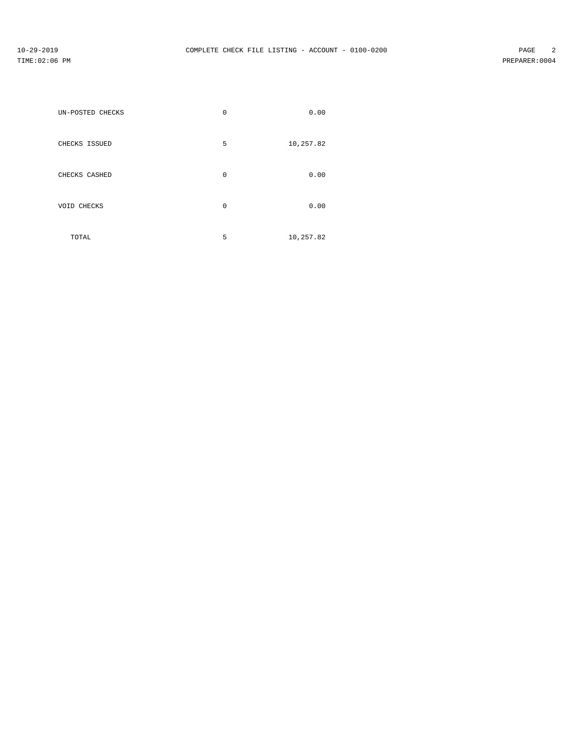| | | |
|---|---|---|
| UN-POSTED CHECKS | 0 | 0.00 |
| CHECKS ISSUED | 5 | 10,257.82 |
| CHECKS CASHED | 0 | 0.00 |
| VOID CHECKS | 0 | 0.00 |
| TOTAL | 5 | 10,257.82 |